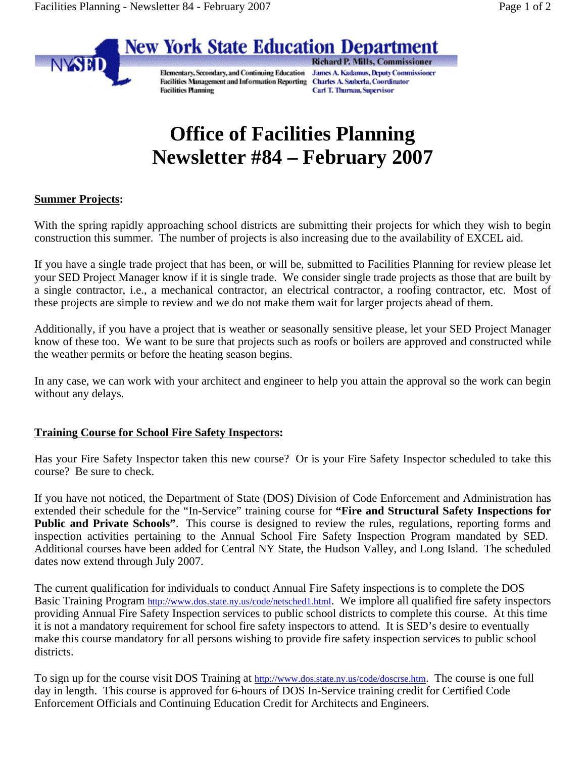New York State Education Department

Richard P. Mills, Commissioner

Elementary, Secondary, and Continuing Education — James A. Kadamus, Deputy Commissioner
Facilities Management and Information Reporting — Charles A. Szuberla, Coordinator
Facilities Planning — Carl T. Thurnau, Supervisor

# Office of Facilities Planning
# Newsletter #84 – February 2007

**Summer Projects:**

With the spring rapidly approaching school districts are submitting their projects for which they wish to begin construction this summer. The number of projects is also increasing due to the availability of EXCEL aid.

If you have a single trade project that has been, or will be, submitted to Facilities Planning for review please let your SED Project Manager know if it is single trade. We consider single trade projects as those that are built by a single contractor, i.e., a mechanical contractor, an electrical contractor, a roofing contractor, etc. Most of these projects are simple to review and we do not make them wait for larger projects ahead of them.

Additionally, if you have a project that is weather or seasonally sensitive please, let your SED Project Manager know of these too. We want to be sure that projects such as roofs or boilers are approved and constructed while the weather permits or before the heating season begins.

In any case, we can work with your architect and engineer to help you attain the approval so the work can begin without any delays.

**Training Course for School Fire Safety Inspectors:**

Has your Fire Safety Inspector taken this new course? Or is your Fire Safety Inspector scheduled to take this course? Be sure to check.

If you have not noticed, the Department of State (DOS) Division of Code Enforcement and Administration has extended their schedule for the "In-Service" training course for **"Fire and Structural Safety Inspections for Public and Private Schools"**. This course is designed to review the rules, regulations, reporting forms and inspection activities pertaining to the Annual School Fire Safety Inspection Program mandated by SED. Additional courses have been added for Central NY State, the Hudson Valley, and Long Island. The scheduled dates now extend through July 2007.

The current qualification for individuals to conduct Annual Fire Safety inspections is to complete the DOS Basic Training Program http://www.dos.state.ny.us/code/netsched1.html. We implore all qualified fire safety inspectors providing Annual Fire Safety Inspection services to public school districts to complete this course. At this time it is not a mandatory requirement for school fire safety inspectors to attend. It is SED's desire to eventually make this course mandatory for all persons wishing to provide fire safety inspection services to public school districts.

To sign up for the course visit DOS Training at http://www.dos.state.ny.us/code/doscrse.htm. The course is one full day in length. This course is approved for 6-hours of DOS In-Service training credit for Certified Code Enforcement Officials and Continuing Education Credit for Architects and Engineers.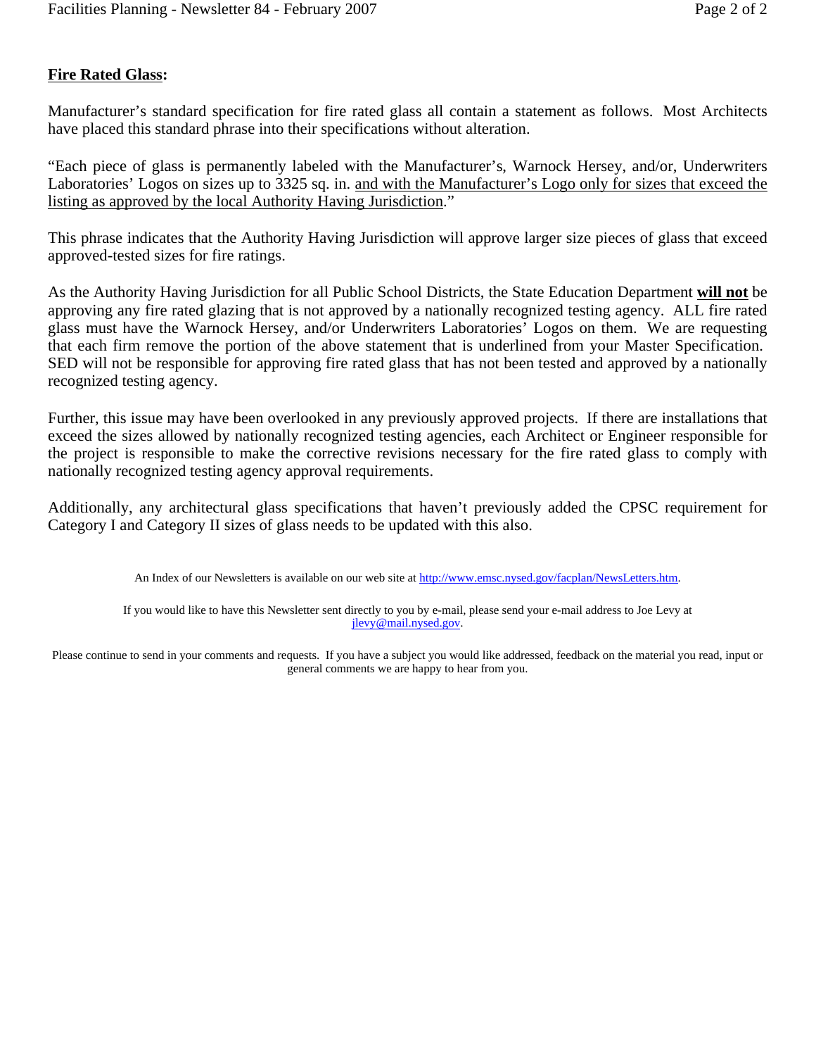**Fire Rated Glass:**

Manufacturer's standard specification for fire rated glass all contain a statement as follows. Most Architects have placed this standard phrase into their specifications without alteration.

"Each piece of glass is permanently labeled with the Manufacturer's, Warnock Hersey, and/or, Underwriters Laboratories' Logos on sizes up to 3325 sq. in. <u>and with the Manufacturer's Logo only for sizes that exceed the listing as approved by the local Authority Having Jurisdiction</u>."

This phrase indicates that the Authority Having Jurisdiction will approve larger size pieces of glass that exceed approved-tested sizes for fire ratings.

As the Authority Having Jurisdiction for all Public School Districts, the State Education Department **<u>will not</u>** be approving any fire rated glazing that is not approved by a nationally recognized testing agency. ALL fire rated glass must have the Warnock Hersey, and/or Underwriters Laboratories' Logos on them. We are requesting that each firm remove the portion of the above statement that is underlined from your Master Specification. SED will not be responsible for approving fire rated glass that has not been tested and approved by a nationally recognized testing agency.

Further, this issue may have been overlooked in any previously approved projects. If there are installations that exceed the sizes allowed by nationally recognized testing agencies, each Architect or Engineer responsible for the project is responsible to make the corrective revisions necessary for the fire rated glass to comply with nationally recognized testing agency approval requirements.

Additionally, any architectural glass specifications that haven't previously added the CPSC requirement for Category I and Category II sizes of glass needs to be updated with this also.

An Index of our Newsletters is available on our web site at http://www.emsc.nysed.gov/facplan/NewsLetters.htm.

If you would like to have this Newsletter sent directly to you by e-mail, please send your e-mail address to Joe Levy at jlevy@mail.nysed.gov.

Please continue to send in your comments and requests. If you have a subject you would like addressed, feedback on the material you read, input or general comments we are happy to hear from you.